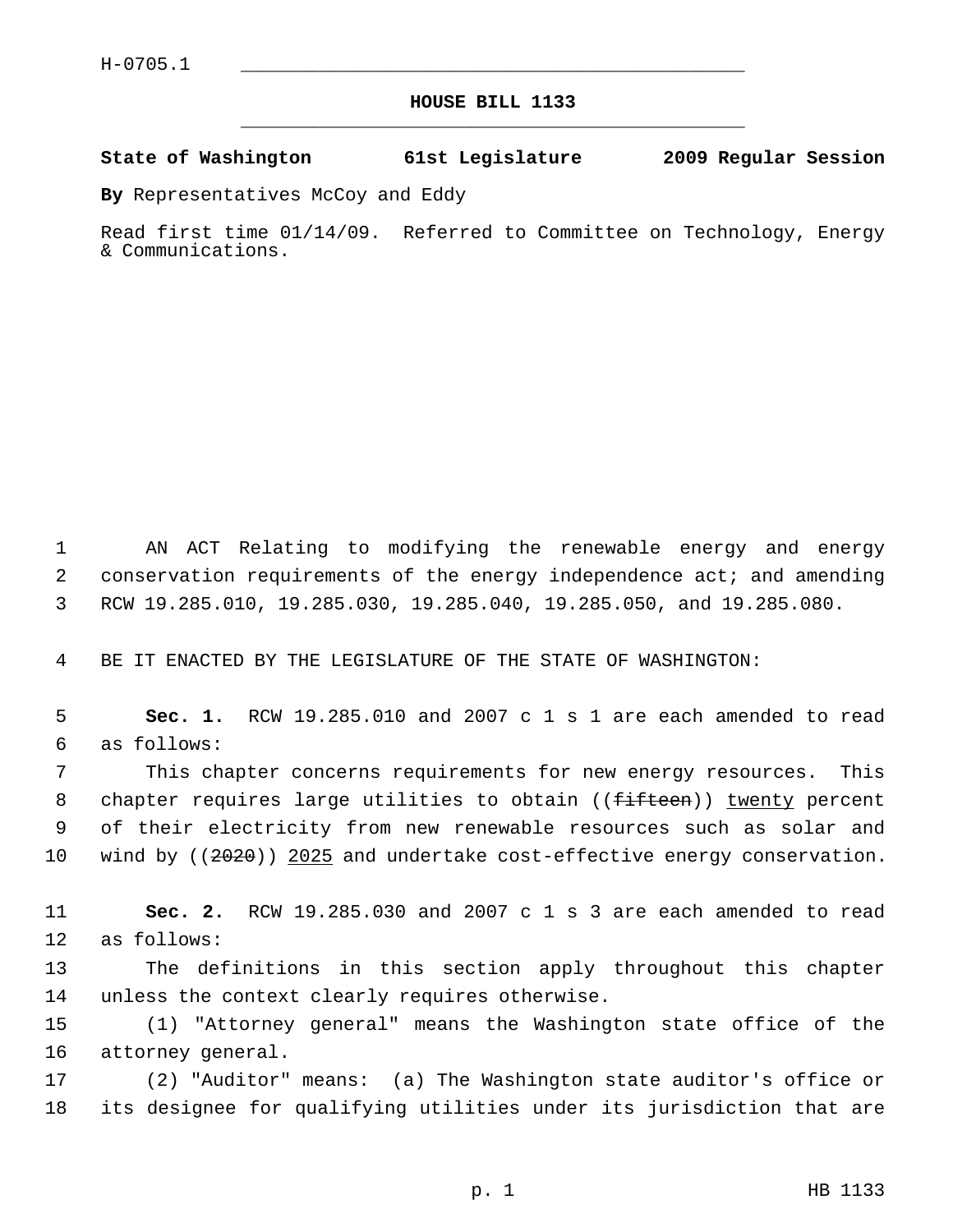H-0705.1

# HOUSE BILL 1133

**State of Washington 61st Legislature 2009 Regular Session**

**By** Representatives McCoy and Eddy

Read first time 01/14/09. Referred to Committee on Technology, Energy & Communications.

AN ACT Relating to modifying the renewable energy and energy conservation requirements of the energy independence act; and amending RCW 19.285.010, 19.285.030, 19.285.040, 19.285.050, and 19.285.080.

BE IT ENACTED BY THE LEGISLATURE OF THE STATE OF WASHINGTON:

**Sec. 1.** RCW 19.285.010 and 2007 c 1 s 1 are each amended to read as follows:

This chapter concerns requirements for new energy resources. This chapter requires large utilities to obtain ((~~fifteen~~)) <u>twenty</u> percent of their electricity from new renewable resources such as solar and wind by ((~~2020~~)) <u>2025</u> and undertake cost-effective energy conservation.

**Sec. 2.** RCW 19.285.030 and 2007 c 1 s 3 are each amended to read as follows:

The definitions in this section apply throughout this chapter unless the context clearly requires otherwise.

(1) "Attorney general" means the Washington state office of the attorney general.

(2) "Auditor" means: (a) The Washington state auditor's office or its designee for qualifying utilities under its jurisdiction that are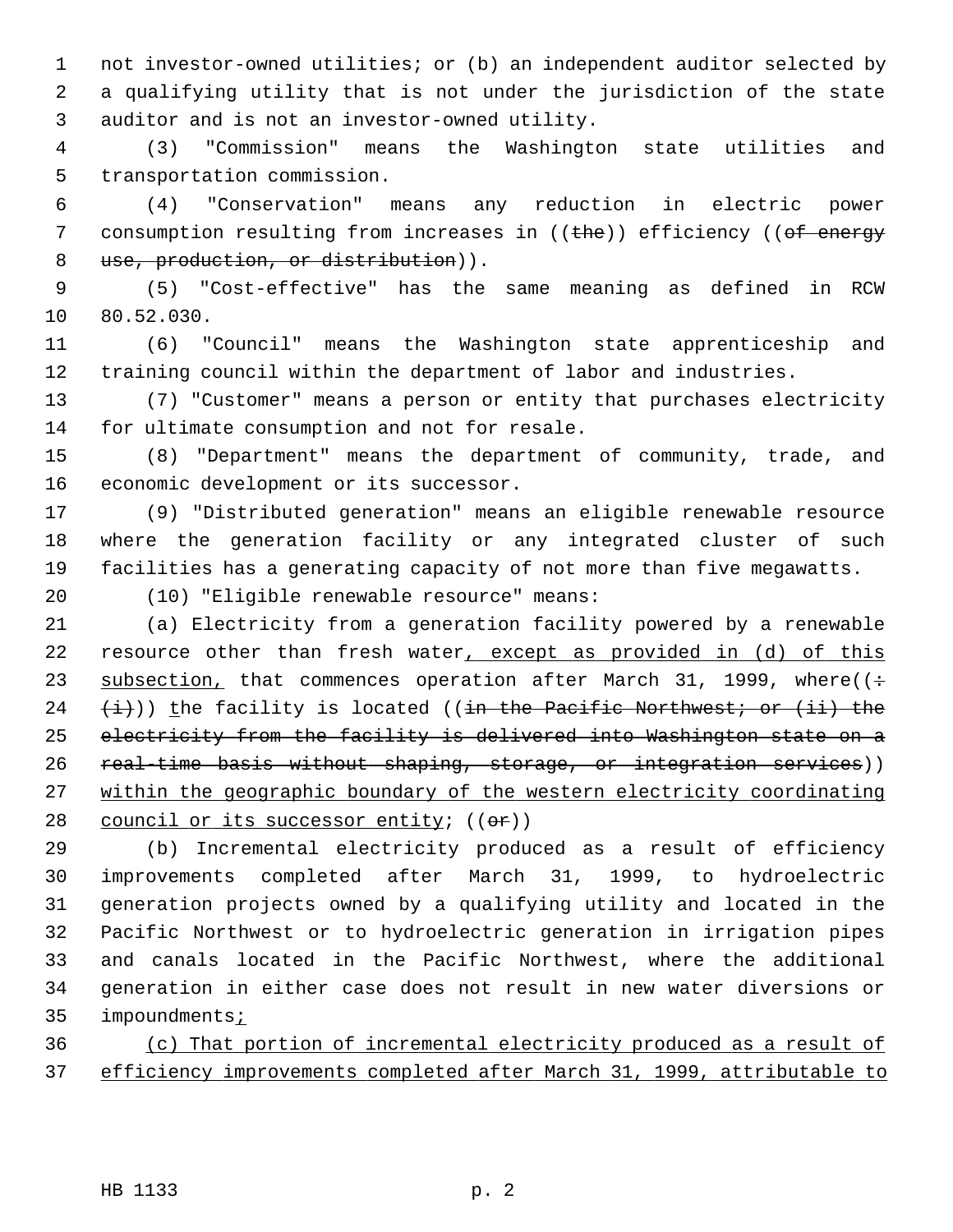not investor-owned utilities; or (b) an independent auditor selected by a qualifying utility that is not under the jurisdiction of the state auditor and is not an investor-owned utility.

(3) "Commission" means the Washington state utilities and transportation commission.

(4) "Conservation" means any reduction in electric power consumption resulting from increases in ((~~the~~)) efficiency ((~~of energy use, production, or distribution~~)).

(5) "Cost-effective" has the same meaning as defined in RCW 80.52.030.

(6) "Council" means the Washington state apprenticeship and training council within the department of labor and industries.

(7) "Customer" means a person or entity that purchases electricity for ultimate consumption and not for resale.

(8) "Department" means the department of community, trade, and economic development or its successor.

(9) "Distributed generation" means an eligible renewable resource where the generation facility or any integrated cluster of such facilities has a generating capacity of not more than five megawatts.

(10) "Eligible renewable resource" means:

(a) Electricity from a generation facility powered by a renewable resource other than fresh water, except as provided in (d) of this subsection, that commences operation after March 31, 1999, where((~~: (i)~~)) the facility is located ((~~in the Pacific Northwest; or (ii) the electricity from the facility is delivered into Washington state on a real-time basis without shaping, storage, or integration services~~)) within the geographic boundary of the western electricity coordinating council or its successor entity; ((~~or~~))

(b) Incremental electricity produced as a result of efficiency improvements completed after March 31, 1999, to hydroelectric generation projects owned by a qualifying utility and located in the Pacific Northwest or to hydroelectric generation in irrigation pipes and canals located in the Pacific Northwest, where the additional generation in either case does not result in new water diversions or impoundments;

(c) That portion of incremental electricity produced as a result of efficiency improvements completed after March 31, 1999, attributable to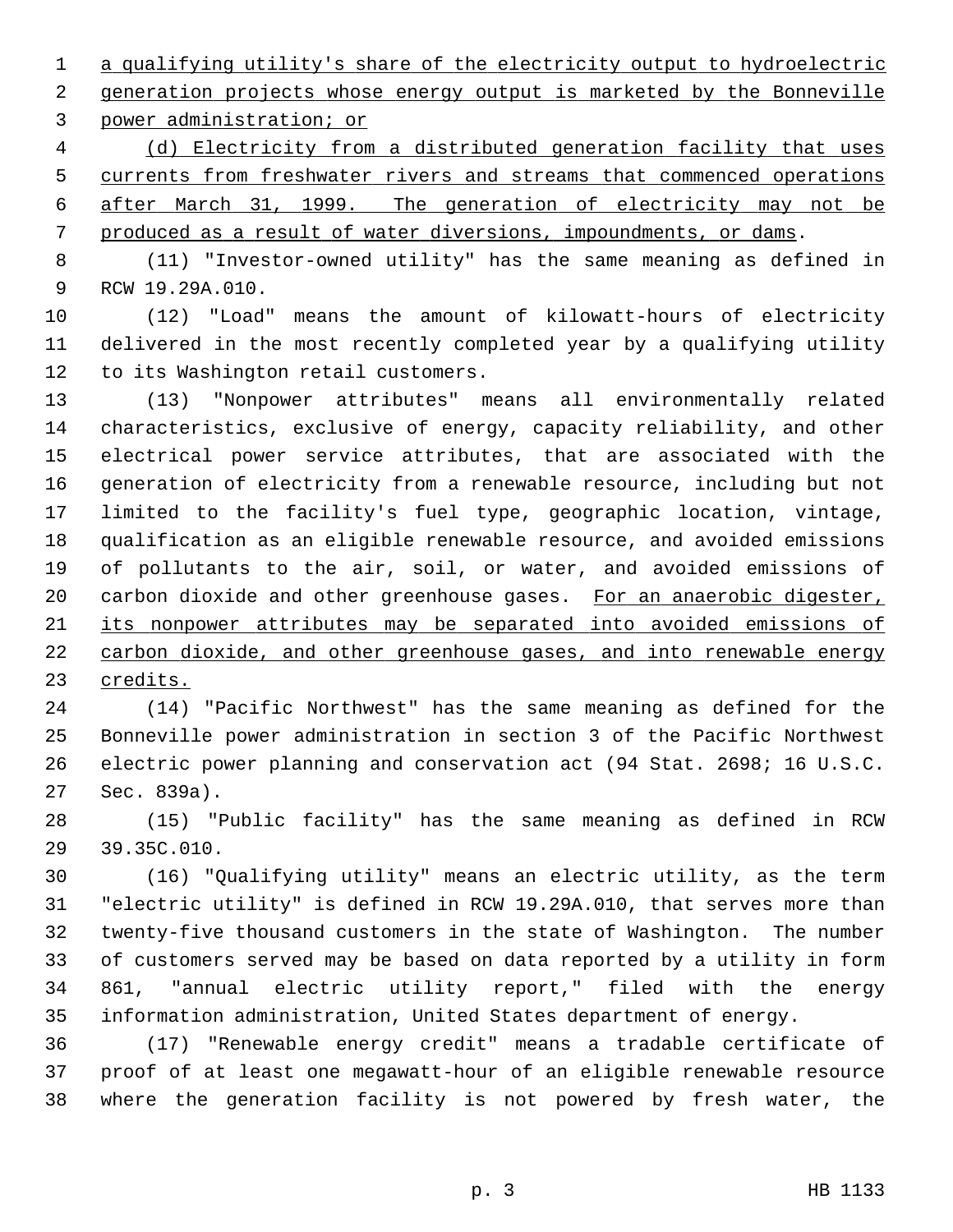a qualifying utility's share of the electricity output to hydroelectric generation projects whose energy output is marketed by the Bonneville power administration; or

(d) Electricity from a distributed generation facility that uses currents from freshwater rivers and streams that commenced operations after March 31, 1999. The generation of electricity may not be produced as a result of water diversions, impoundments, or dams.

(11) "Investor-owned utility" has the same meaning as defined in RCW 19.29A.010.

(12) "Load" means the amount of kilowatt-hours of electricity delivered in the most recently completed year by a qualifying utility to its Washington retail customers.

(13) "Nonpower attributes" means all environmentally related characteristics, exclusive of energy, capacity reliability, and other electrical power service attributes, that are associated with the generation of electricity from a renewable resource, including but not limited to the facility's fuel type, geographic location, vintage, qualification as an eligible renewable resource, and avoided emissions of pollutants to the air, soil, or water, and avoided emissions of carbon dioxide and other greenhouse gases. For an anaerobic digester, its nonpower attributes may be separated into avoided emissions of carbon dioxide, and other greenhouse gases, and into renewable energy credits.

(14) "Pacific Northwest" has the same meaning as defined for the Bonneville power administration in section 3 of the Pacific Northwest electric power planning and conservation act (94 Stat. 2698; 16 U.S.C. Sec. 839a).

(15) "Public facility" has the same meaning as defined in RCW 39.35C.010.

(16) "Qualifying utility" means an electric utility, as the term "electric utility" is defined in RCW 19.29A.010, that serves more than twenty-five thousand customers in the state of Washington. The number of customers served may be based on data reported by a utility in form 861, "annual electric utility report," filed with the energy information administration, United States department of energy.

(17) "Renewable energy credit" means a tradable certificate of proof of at least one megawatt-hour of an eligible renewable resource where the generation facility is not powered by fresh water, the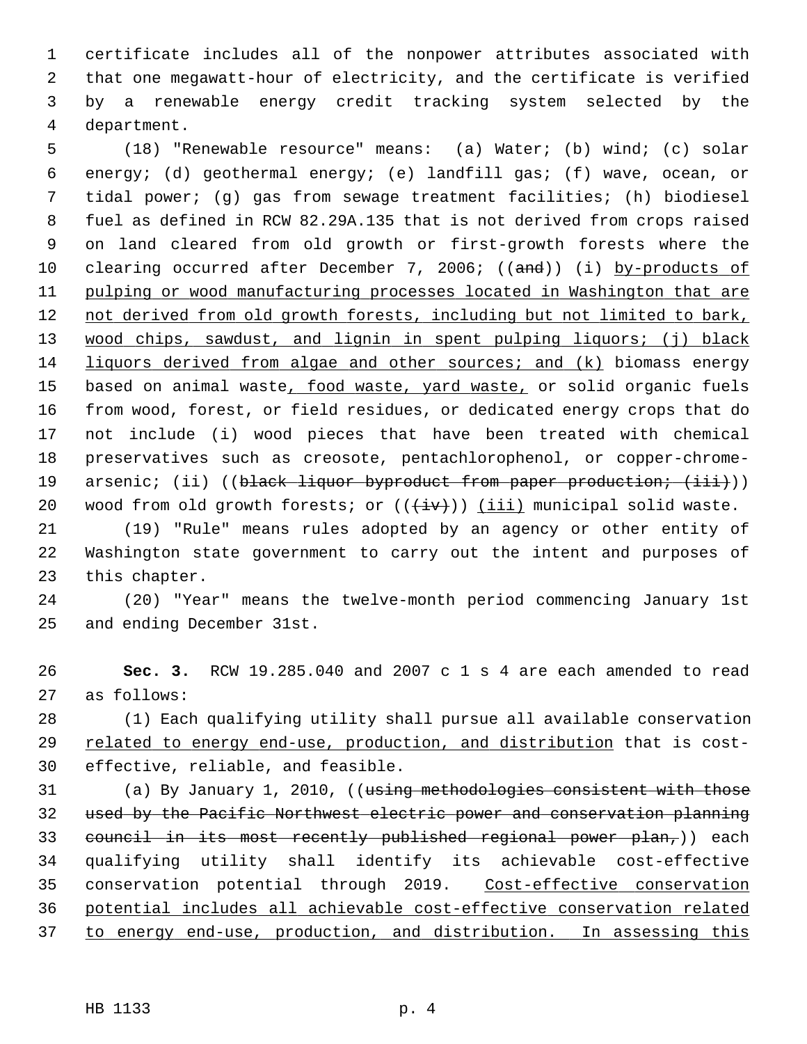certificate includes all of the nonpower attributes associated with that one megawatt-hour of electricity, and the certificate is verified by a renewable energy credit tracking system selected by the department.

(18) "Renewable resource" means: (a) Water; (b) wind; (c) solar energy; (d) geothermal energy; (e) landfill gas; (f) wave, ocean, or tidal power; (g) gas from sewage treatment facilities; (h) biodiesel fuel as defined in RCW 82.29A.135 that is not derived from crops raised on land cleared from old growth or first-growth forests where the clearing occurred after December 7, 2006; ((~~and~~)) (i) <u>by-products of pulping or wood manufacturing processes located in Washington that are not derived from old growth forests, including but not limited to bark, wood chips, sawdust, and lignin in spent pulping liquors; (j) black liquors derived from algae and other sources; and (k)</u> biomass energy based on animal waste<u>, food waste, yard waste,</u> or solid organic fuels from wood, forest, or field residues, or dedicated energy crops that do not include (i) wood pieces that have been treated with chemical preservatives such as creosote, pentachlorophenol, or copper-chrome-arsenic; (ii) ((~~black liquor byproduct from paper production; (iii)~~)) wood from old growth forests; or ((~~(iv)~~)) <u>(iii)</u> municipal solid waste.

(19) "Rule" means rules adopted by an agency or other entity of Washington state government to carry out the intent and purposes of this chapter.

(20) "Year" means the twelve-month period commencing January 1st and ending December 31st.

**Sec. 3.** RCW 19.285.040 and 2007 c 1 s 4 are each amended to read as follows:

(1) Each qualifying utility shall pursue all available conservation <u>related to energy end-use, production, and distribution</u> that is cost-effective, reliable, and feasible.

(a) By January 1, 2010, ((~~using methodologies consistent with those used by the Pacific Northwest electric power and conservation planning council in its most recently published regional power plan,~~)) each qualifying utility shall identify its achievable cost-effective conservation potential through 2019. <u>Cost-effective conservation potential includes all achievable cost-effective conservation related to energy end-use, production, and distribution. In assessing this</u>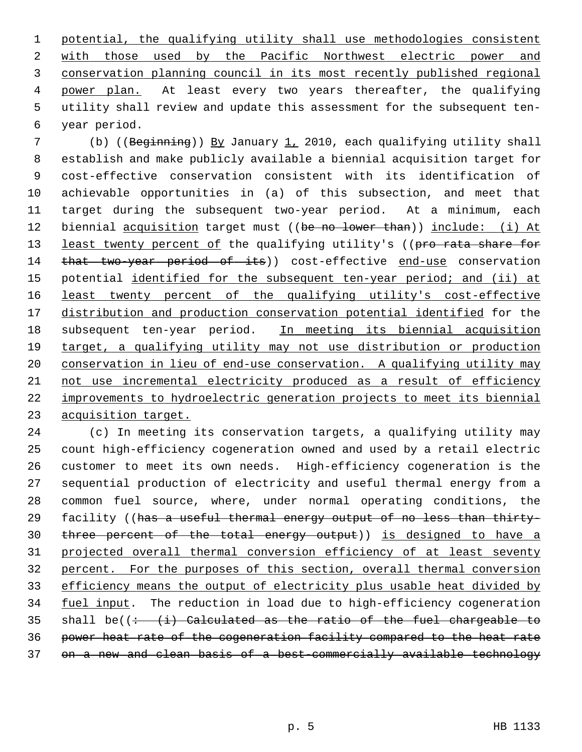potential, the qualifying utility shall use methodologies consistent with those used by the Pacific Northwest electric power and conservation planning council in its most recently published regional power plan. At least every two years thereafter, the qualifying utility shall review and update this assessment for the subsequent ten-year period.

(b) ((~~Beginning~~)) By January 1, 2010, each qualifying utility shall establish and make publicly available a biennial acquisition target for cost-effective conservation consistent with its identification of achievable opportunities in (a) of this subsection, and meet that target during the subsequent two-year period. At a minimum, each biennial acquisition target must ((~~be no lower than~~)) include: (i) At least twenty percent of the qualifying utility's ((~~pro rata share for that two-year period of its~~)) cost-effective end-use conservation potential identified for the subsequent ten-year period; and (ii) at least twenty percent of the qualifying utility's cost-effective distribution and production conservation potential identified for the subsequent ten-year period. In meeting its biennial acquisition target, a qualifying utility may not use distribution or production conservation in lieu of end-use conservation. A qualifying utility may not use incremental electricity produced as a result of efficiency improvements to hydroelectric generation projects to meet its biennial acquisition target.

(c) In meeting its conservation targets, a qualifying utility may count high-efficiency cogeneration owned and used by a retail electric customer to meet its own needs. High-efficiency cogeneration is the sequential production of electricity and useful thermal energy from a common fuel source, where, under normal operating conditions, the facility ((~~has a useful thermal energy output of no less than thirty-three percent of the total energy output~~)) is designed to have a projected overall thermal conversion efficiency of at least seventy percent. For the purposes of this section, overall thermal conversion efficiency means the output of electricity plus usable heat divided by fuel input. The reduction in load due to high-efficiency cogeneration shall be((~~: (i) Calculated as the ratio of the fuel chargeable to power heat rate of the cogeneration facility compared to the heat rate on a new and clean basis of a best-commercially available technology~~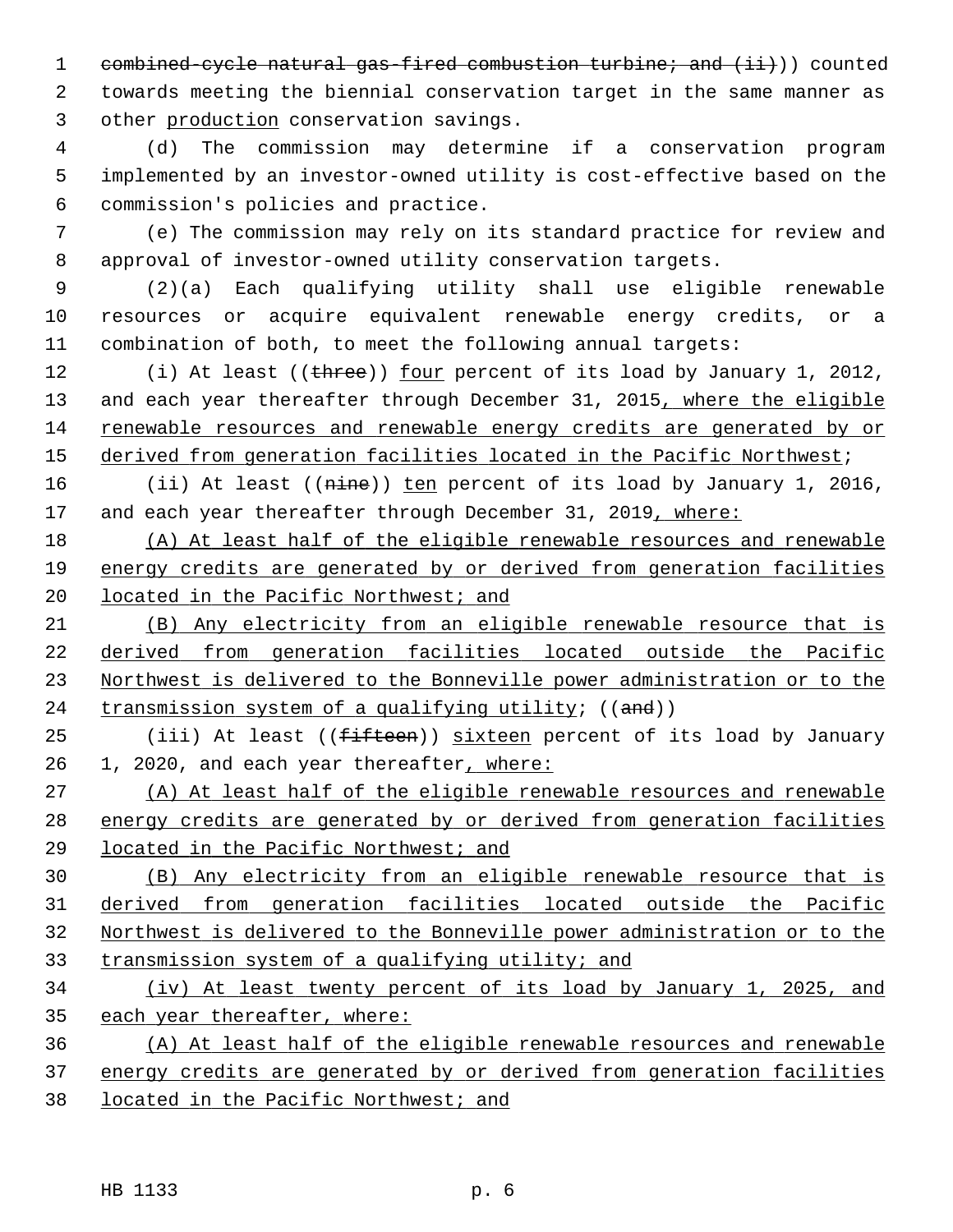combined-cycle natural gas-fired combustion turbine; and (ii))) counted towards meeting the biennial conservation target in the same manner as other production conservation savings.

(d) The commission may determine if a conservation program implemented by an investor-owned utility is cost-effective based on the commission's policies and practice.

(e) The commission may rely on its standard practice for review and approval of investor-owned utility conservation targets.

(2)(a) Each qualifying utility shall use eligible renewable resources or acquire equivalent renewable energy credits, or a combination of both, to meet the following annual targets:

(i) At least ((three)) four percent of its load by January 1, 2012, and each year thereafter through December 31, 2015, where the eligible renewable resources and renewable energy credits are generated by or derived from generation facilities located in the Pacific Northwest;

(ii) At least ((nine)) ten percent of its load by January 1, 2016, and each year thereafter through December 31, 2019, where:

(A) At least half of the eligible renewable resources and renewable energy credits are generated by or derived from generation facilities located in the Pacific Northwest; and

(B) Any electricity from an eligible renewable resource that is derived from generation facilities located outside the Pacific Northwest is delivered to the Bonneville power administration or to the transmission system of a qualifying utility; ((and))

(iii) At least ((fifteen)) sixteen percent of its load by January 1, 2020, and each year thereafter, where:

(A) At least half of the eligible renewable resources and renewable energy credits are generated by or derived from generation facilities located in the Pacific Northwest; and

(B) Any electricity from an eligible renewable resource that is derived from generation facilities located outside the Pacific Northwest is delivered to the Bonneville power administration or to the transmission system of a qualifying utility; and

(iv) At least twenty percent of its load by January 1, 2025, and each year thereafter, where:

(A) At least half of the eligible renewable resources and renewable energy credits are generated by or derived from generation facilities located in the Pacific Northwest; and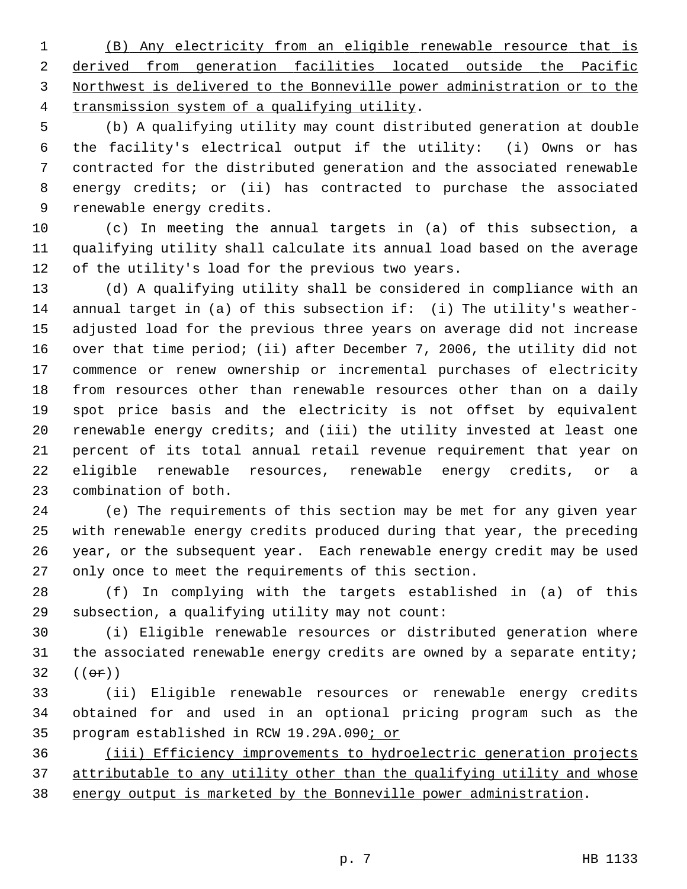(B) Any electricity from an eligible renewable resource that is derived from generation facilities located outside the Pacific Northwest is delivered to the Bonneville power administration or to the transmission system of a qualifying utility.

(b) A qualifying utility may count distributed generation at double the facility's electrical output if the utility: (i) Owns or has contracted for the distributed generation and the associated renewable energy credits; or (ii) has contracted to purchase the associated renewable energy credits.

(c) In meeting the annual targets in (a) of this subsection, a qualifying utility shall calculate its annual load based on the average of the utility's load for the previous two years.

(d) A qualifying utility shall be considered in compliance with an annual target in (a) of this subsection if: (i) The utility's weather-adjusted load for the previous three years on average did not increase over that time period; (ii) after December 7, 2006, the utility did not commence or renew ownership or incremental purchases of electricity from resources other than renewable resources other than on a daily spot price basis and the electricity is not offset by equivalent renewable energy credits; and (iii) the utility invested at least one percent of its total annual retail revenue requirement that year on eligible renewable resources, renewable energy credits, or a combination of both.

(e) The requirements of this section may be met for any given year with renewable energy credits produced during that year, the preceding year, or the subsequent year. Each renewable energy credit may be used only once to meet the requirements of this section.

(f) In complying with the targets established in (a) of this subsection, a qualifying utility may not count:

(i) Eligible renewable resources or distributed generation where the associated renewable energy credits are owned by a separate entity; ((~~or~~))

(ii) Eligible renewable resources or renewable energy credits obtained for and used in an optional pricing program such as the program established in RCW 19.29A.090; or

(iii) Efficiency improvements to hydroelectric generation projects attributable to any utility other than the qualifying utility and whose energy output is marketed by the Bonneville power administration.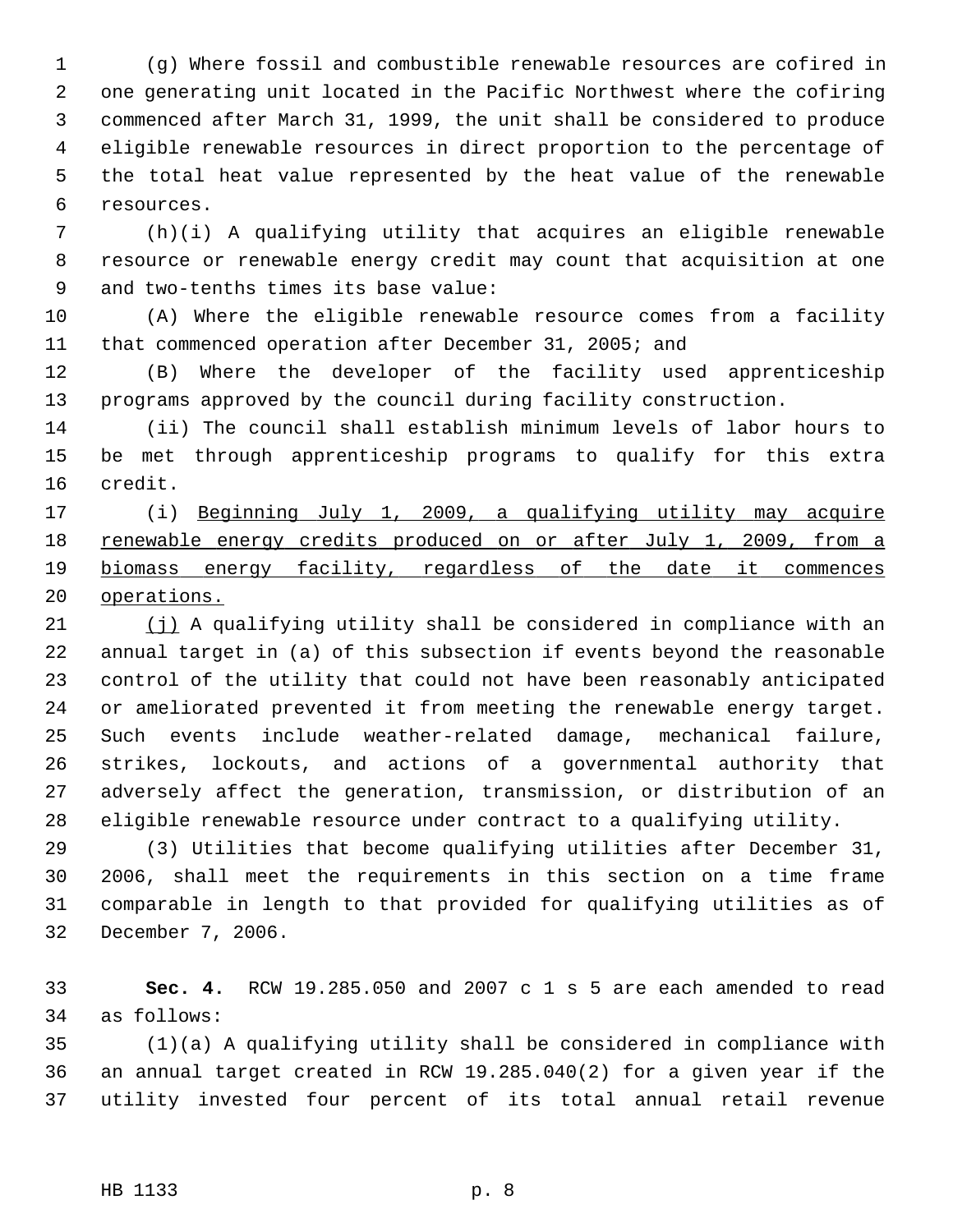(g) Where fossil and combustible renewable resources are cofired in one generating unit located in the Pacific Northwest where the cofiring commenced after March 31, 1999, the unit shall be considered to produce eligible renewable resources in direct proportion to the percentage of the total heat value represented by the heat value of the renewable resources.

(h)(i) A qualifying utility that acquires an eligible renewable resource or renewable energy credit may count that acquisition at one and two-tenths times its base value:

(A) Where the eligible renewable resource comes from a facility that commenced operation after December 31, 2005; and

(B) Where the developer of the facility used apprenticeship programs approved by the council during facility construction.

(ii) The council shall establish minimum levels of labor hours to be met through apprenticeship programs to qualify for this extra credit.

(i) <u>Beginning July 1, 2009, a qualifying utility may acquire renewable energy credits produced on or after July 1, 2009, from a biomass energy facility, regardless of the date it commences operations.</u>

<u>(j)</u> A qualifying utility shall be considered in compliance with an annual target in (a) of this subsection if events beyond the reasonable control of the utility that could not have been reasonably anticipated or ameliorated prevented it from meeting the renewable energy target. Such events include weather-related damage, mechanical failure, strikes, lockouts, and actions of a governmental authority that adversely affect the generation, transmission, or distribution of an eligible renewable resource under contract to a qualifying utility.

(3) Utilities that become qualifying utilities after December 31, 2006, shall meet the requirements in this section on a time frame comparable in length to that provided for qualifying utilities as of December 7, 2006.

**Sec. 4.** RCW 19.285.050 and 2007 c 1 s 5 are each amended to read as follows:

(1)(a) A qualifying utility shall be considered in compliance with an annual target created in RCW 19.285.040(2) for a given year if the utility invested four percent of its total annual retail revenue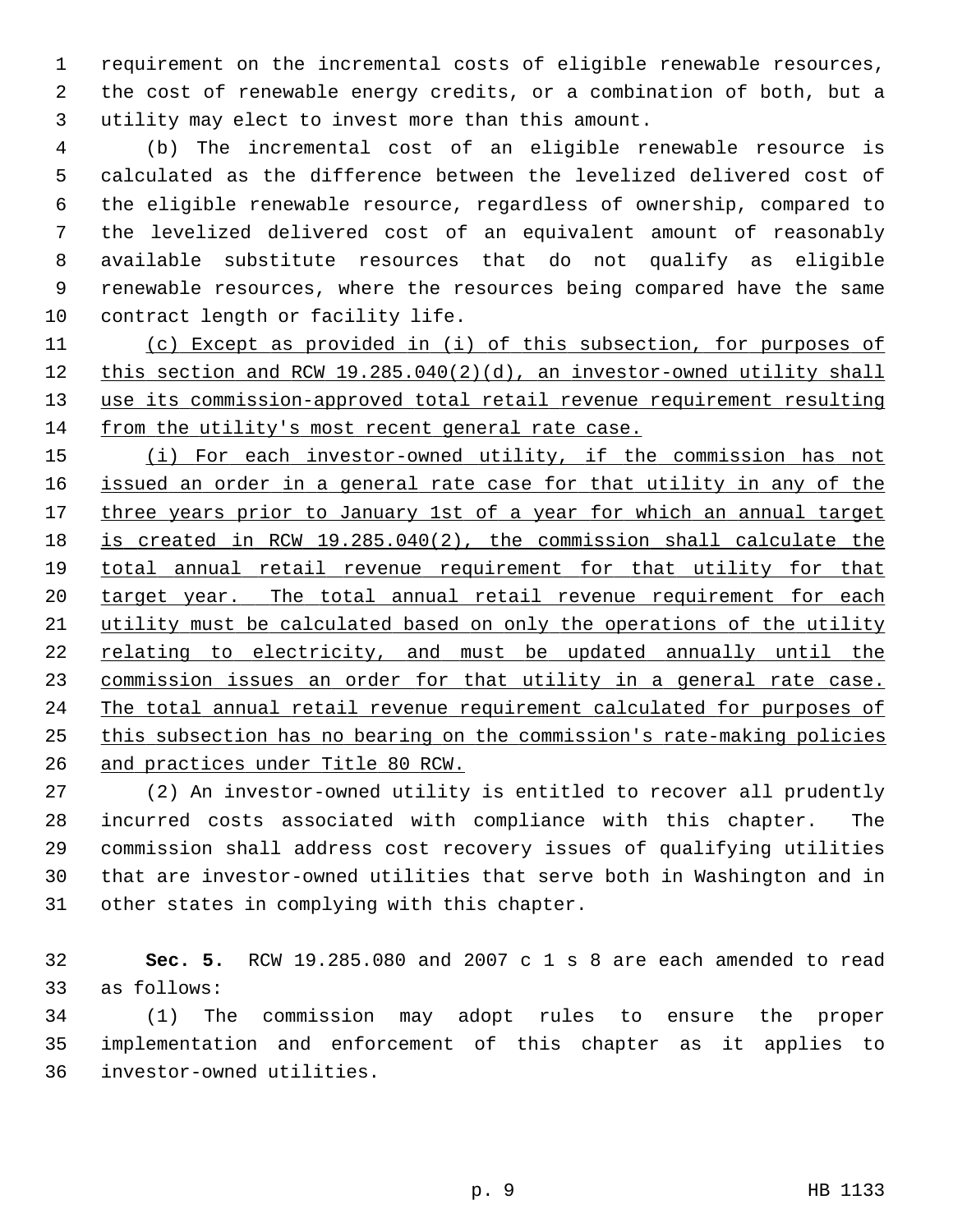requirement on the incremental costs of eligible renewable resources, the cost of renewable energy credits, or a combination of both, but a utility may elect to invest more than this amount.

(b) The incremental cost of an eligible renewable resource is calculated as the difference between the levelized delivered cost of the eligible renewable resource, regardless of ownership, compared to the levelized delivered cost of an equivalent amount of reasonably available substitute resources that do not qualify as eligible renewable resources, where the resources being compared have the same contract length or facility life.

<u>(c) Except as provided in (i) of this subsection, for purposes of this section and RCW 19.285.040(2)(d), an investor-owned utility shall use its commission-approved total retail revenue requirement resulting from the utility's most recent general rate case.</u>

<u>(i) For each investor-owned utility, if the commission has not issued an order in a general rate case for that utility in any of the three years prior to January 1st of a year for which an annual target is created in RCW 19.285.040(2), the commission shall calculate the total annual retail revenue requirement for that utility for that target year. The total annual retail revenue requirement for each utility must be calculated based on only the operations of the utility relating to electricity, and must be updated annually until the commission issues an order for that utility in a general rate case. The total annual retail revenue requirement calculated for purposes of this subsection has no bearing on the commission's rate-making policies and practices under Title 80 RCW.</u>

(2) An investor-owned utility is entitled to recover all prudently incurred costs associated with compliance with this chapter. The commission shall address cost recovery issues of qualifying utilities that are investor-owned utilities that serve both in Washington and in other states in complying with this chapter.

**Sec. 5.** RCW 19.285.080 and 2007 c 1 s 8 are each amended to read as follows:

(1) The commission may adopt rules to ensure the proper implementation and enforcement of this chapter as it applies to investor-owned utilities.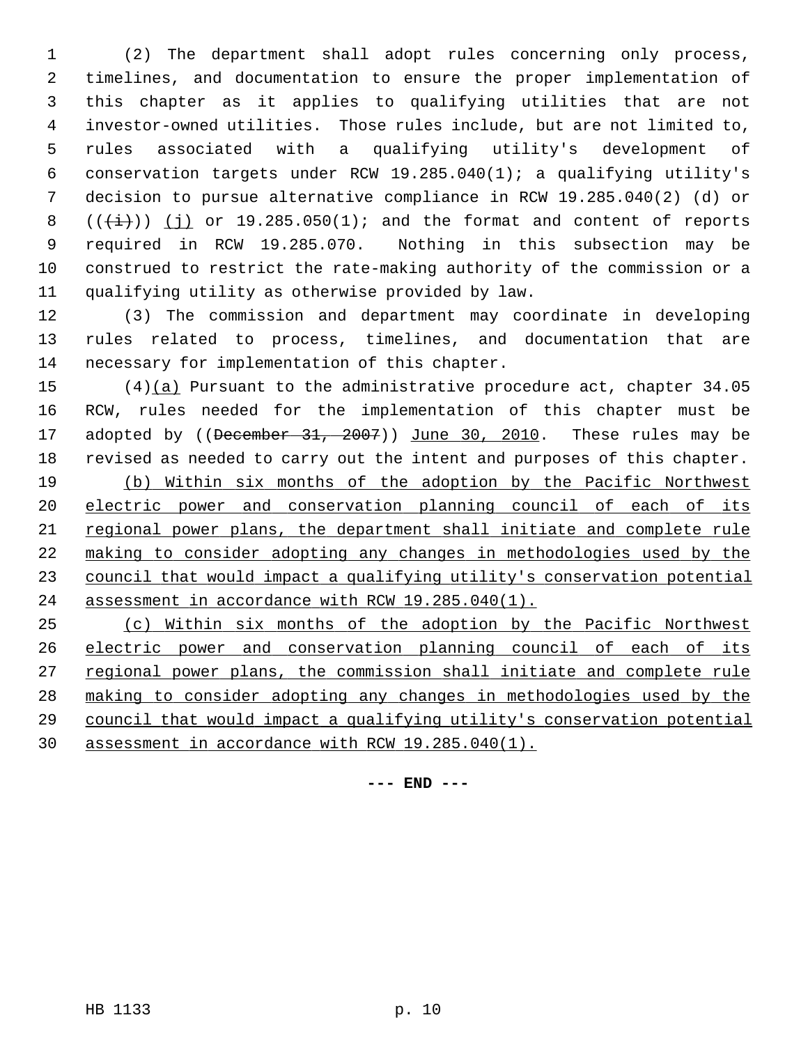(2) The department shall adopt rules concerning only process, timelines, and documentation to ensure the proper implementation of this chapter as it applies to qualifying utilities that are not investor-owned utilities. Those rules include, but are not limited to, rules associated with a qualifying utility's development of conservation targets under RCW 19.285.040(1); a qualifying utility's decision to pursue alternative compliance in RCW 19.285.040(2) (d) or ((~~(i)~~)) <u>(j)</u> or 19.285.050(1); and the format and content of reports required in RCW 19.285.070. Nothing in this subsection may be construed to restrict the rate-making authority of the commission or a qualifying utility as otherwise provided by law.

(3) The commission and department may coordinate in developing rules related to process, timelines, and documentation that are necessary for implementation of this chapter.

(4)<u>(a)</u> Pursuant to the administrative procedure act, chapter 34.05 RCW, rules needed for the implementation of this chapter must be adopted by ((~~December 31, 2007~~)) <u>June 30, 2010</u>. These rules may be revised as needed to carry out the intent and purposes of this chapter.

<u>(b) Within six months of the adoption by the Pacific Northwest electric power and conservation planning council of each of its regional power plans, the department shall initiate and complete rule making to consider adopting any changes in methodologies used by the council that would impact a qualifying utility's conservation potential assessment in accordance with RCW 19.285.040(1).</u>

<u>(c) Within six months of the adoption by the Pacific Northwest electric power and conservation planning council of each of its regional power plans, the commission shall initiate and complete rule making to consider adopting any changes in methodologies used by the council that would impact a qualifying utility's conservation potential assessment in accordance with RCW 19.285.040(1).</u>

**--- END ---**